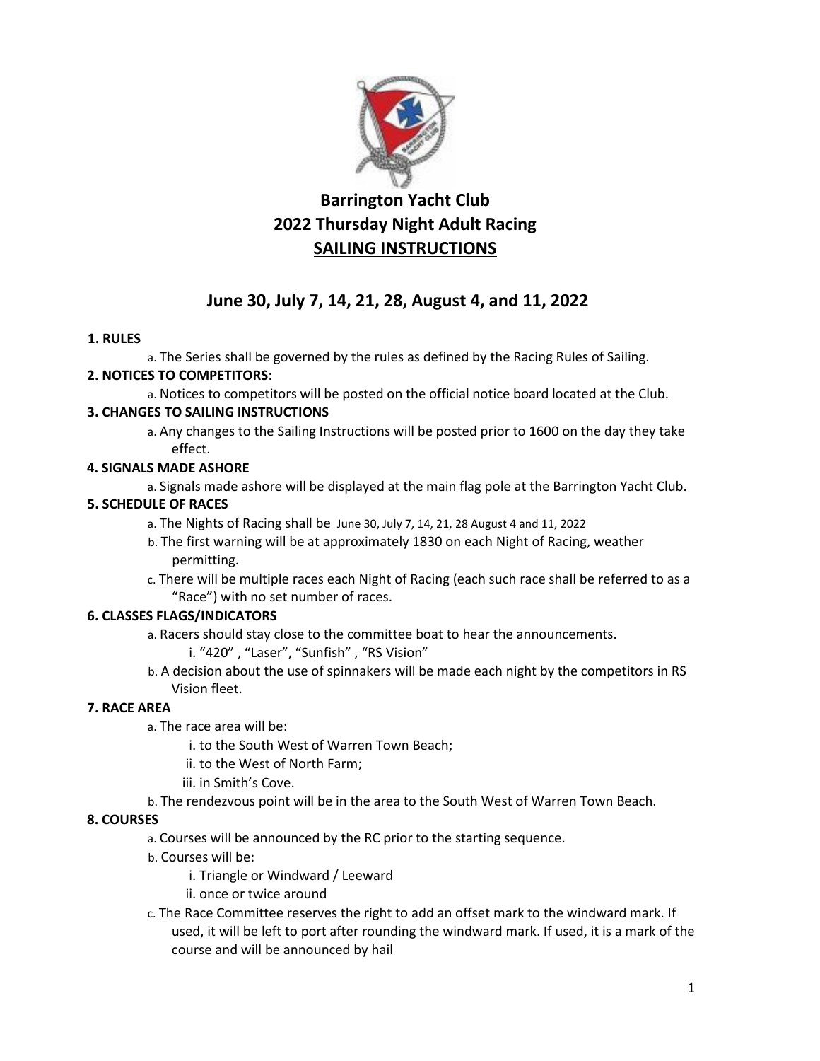# Barrington Yacht Club
# 2022 Thursday Night Adult Racing
# SAILING INSTRUCTIONS

## June 30, July 7, 14, 21, 28, August 4, and 11, 2022

**1. RULES**

a. The Series shall be governed by the rules as defined by the Racing Rules of Sailing.

**2. NOTICES TO COMPETITORS**:

a. Notices to competitors will be posted on the official notice board located at the Club.

**3. CHANGES TO SAILING INSTRUCTIONS**

a. Any changes to the Sailing Instructions will be posted prior to 1600 on the day they take effect.

**4. SIGNALS MADE ASHORE**

a. Signals made ashore will be displayed at the main flag pole at the Barrington Yacht Club.

**5. SCHEDULE OF RACES**

a. The Nights of Racing shall be June 30, July 7, 14, 21, 28 August 4 and 11, 2022

b. The first warning will be at approximately 1830 on each Night of Racing, weather permitting.

c. There will be multiple races each Night of Racing (each such race shall be referred to as a "Race") with no set number of races.

**6. CLASSES FLAGS/INDICATORS**

a. Racers should stay close to the committee boat to hear the announcements.

  i. "420" , "Laser", "Sunfish" , "RS Vision"

b. A decision about the use of spinnakers will be made each night by the competitors in RS Vision fleet.

**7. RACE AREA**

a. The race area will be:

  i. to the South West of Warren Town Beach;

  ii. to the West of North Farm;

  iii. in Smith's Cove.

b. The rendezvous point will be in the area to the South West of Warren Town Beach.

**8. COURSES**

a. Courses will be announced by the RC prior to the starting sequence.

b. Courses will be:

  i. Triangle or Windward / Leeward

  ii. once or twice around

c. The Race Committee reserves the right to add an offset mark to the windward mark. If used, it will be left to port after rounding the windward mark. If used, it is a mark of the course and will be announced by hail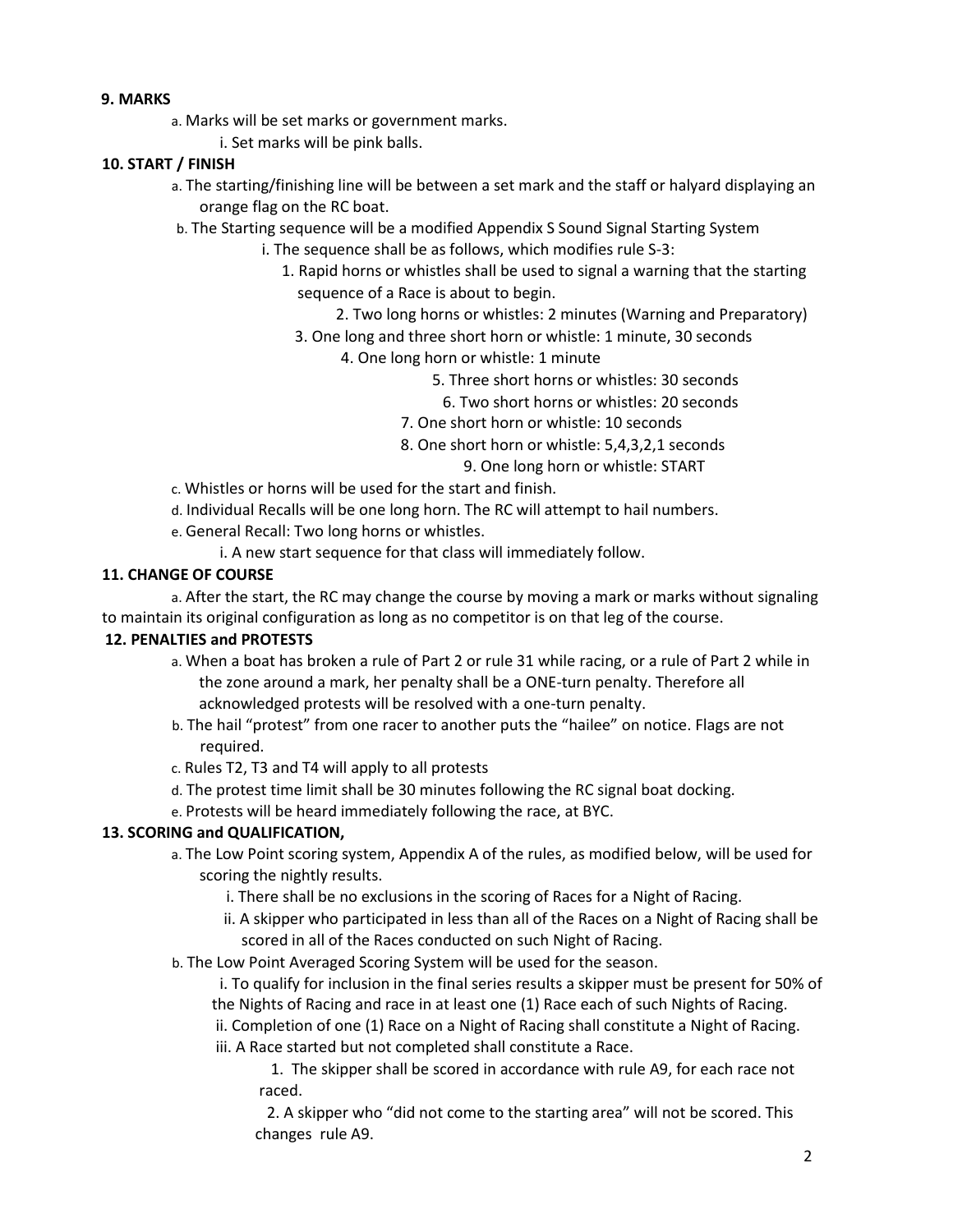**9. MARKS**

a. Marks will be set marks or government marks.

   i. Set marks will be pink balls.

**10. START / FINISH**

a. The starting/finishing line will be between a set mark and the staff or halyard displaying an orange flag on the RC boat.

b. The Starting sequence will be a modified Appendix S Sound Signal Starting System

   i. The sequence shall be as follows, which modifies rule S-3:

      1. Rapid horns or whistles shall be used to signal a warning that the starting sequence of a Race is about to begin.
      2. Two long horns or whistles: 2 minutes (Warning and Preparatory)
      3. One long and three short horn or whistle: 1 minute, 30 seconds
      4. One long horn or whistle: 1 minute
      5. Three short horns or whistles: 30 seconds
      6. Two short horns or whistles: 20 seconds
      7. One short horn or whistle: 10 seconds
      8. One short horn or whistle: 5,4,3,2,1 seconds
      9. One long horn or whistle: START

c. Whistles or horns will be used for the start and finish.

d. Individual Recalls will be one long horn. The RC will attempt to hail numbers.

e. General Recall: Two long horns or whistles.

   i. A new start sequence for that class will immediately follow.

**11. CHANGE OF COURSE**

a. After the start, the RC may change the course by moving a mark or marks without signaling to maintain its original configuration as long as no competitor is on that leg of the course.

**12. PENALTIES and PROTESTS**

a. When a boat has broken a rule of Part 2 or rule 31 while racing, or a rule of Part 2 while in the zone around a mark, her penalty shall be a ONE-turn penalty. Therefore all acknowledged protests will be resolved with a one-turn penalty.

b. The hail "protest" from one racer to another puts the "hailee" on notice. Flags are not required.

c. Rules T2, T3 and T4 will apply to all protests

d. The protest time limit shall be 30 minutes following the RC signal boat docking.

e. Protests will be heard immediately following the race, at BYC.

**13. SCORING and QUALIFICATION,**

a. The Low Point scoring system, Appendix A of the rules, as modified below, will be used for scoring the nightly results.

   i. There shall be no exclusions in the scoring of Races for a Night of Racing.

   ii. A skipper who participated in less than all of the Races on a Night of Racing shall be scored in all of the Races conducted on such Night of Racing.

b. The Low Point Averaged Scoring System will be used for the season.

   i. To qualify for inclusion in the final series results a skipper must be present for 50% of the Nights of Racing and race in at least one (1) Race each of such Nights of Racing.

   ii. Completion of one (1) Race on a Night of Racing shall constitute a Night of Racing.

   iii. A Race started but not completed shall constitute a Race.

      1. The skipper shall be scored in accordance with rule A9, for each race not raced.
      2. A skipper who "did not come to the starting area" will not be scored. This changes rule A9.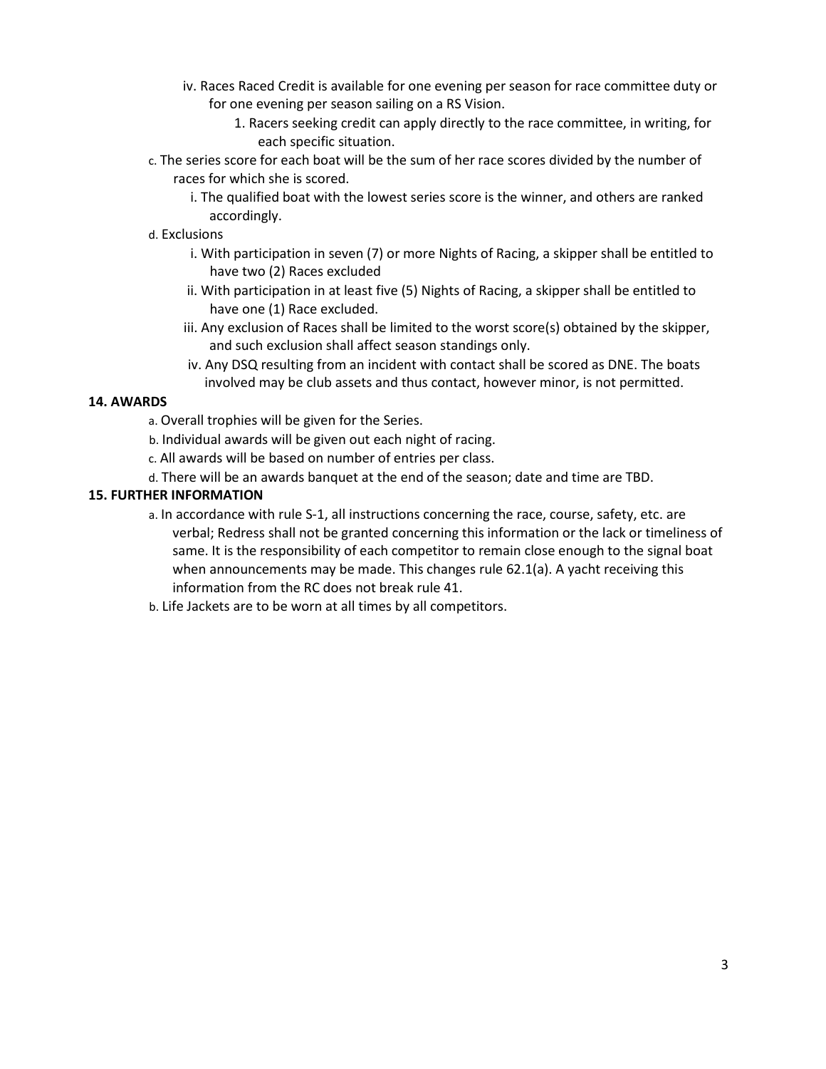iv. Races Raced Credit is available for one evening per season for race committee duty or for one evening per season sailing on a RS Vision.

1. Racers seeking credit can apply directly to the race committee, in writing, for each specific situation.

c. The series score for each boat will be the sum of her race scores divided by the number of races for which she is scored.

i. The qualified boat with the lowest series score is the winner, and others are ranked accordingly.

d. Exclusions

i. With participation in seven (7) or more Nights of Racing, a skipper shall be entitled to have two (2) Races excluded

ii. With participation in at least five (5) Nights of Racing, a skipper shall be entitled to have one (1) Race excluded.

iii. Any exclusion of Races shall be limited to the worst score(s) obtained by the skipper, and such exclusion shall affect season standings only.

iv. Any DSQ resulting from an incident with contact shall be scored as DNE. The boats involved may be club assets and thus contact, however minor, is not permitted.

**14. AWARDS**

a. Overall trophies will be given for the Series.

b. Individual awards will be given out each night of racing.

c. All awards will be based on number of entries per class.

d. There will be an awards banquet at the end of the season; date and time are TBD.

**15. FURTHER INFORMATION**

a. In accordance with rule S-1, all instructions concerning the race, course, safety, etc. are verbal; Redress shall not be granted concerning this information or the lack or timeliness of same. It is the responsibility of each competitor to remain close enough to the signal boat when announcements may be made. This changes rule 62.1(a). A yacht receiving this information from the RC does not break rule 41.

b. Life Jackets are to be worn at all times by all competitors.